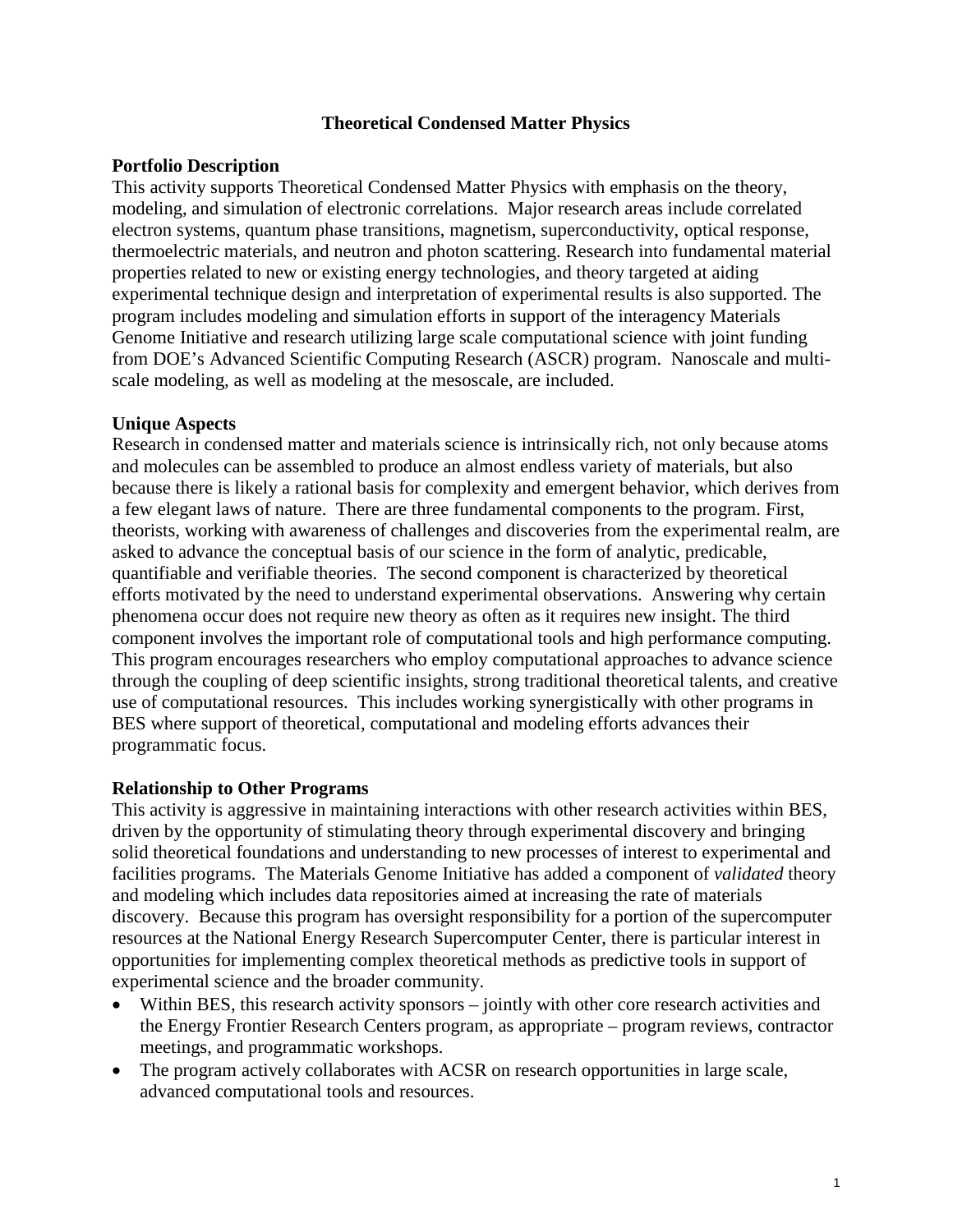# Theoretical Condensed Matter Physics

## Portfolio Description

This activity supports Theoretical Condensed Matter Physics with emphasis on the theory, modeling, and simulation of electronic correlations. Major research areas include correlated electron systems, quantum phase transitions, magnetism, superconductivity, optical response, thermoelectric materials, and neutron and photon scattering. Research into fundamental material properties related to new or existing energy technologies, and theory targeted at aiding experimental technique design and interpretation of experimental results is also supported. The program includes modeling and simulation efforts in support of the interagency Materials Genome Initiative and research utilizing large scale computational science with joint funding from DOE's Advanced Scientific Computing Research (ASCR) program. Nanoscale and multi-scale modeling, as well as modeling at the mesoscale, are included.

## Unique Aspects

Research in condensed matter and materials science is intrinsically rich, not only because atoms and molecules can be assembled to produce an almost endless variety of materials, but also because there is likely a rational basis for complexity and emergent behavior, which derives from a few elegant laws of nature. There are three fundamental components to the program. First, theorists, working with awareness of challenges and discoveries from the experimental realm, are asked to advance the conceptual basis of our science in the form of analytic, predicable, quantifiable and verifiable theories. The second component is characterized by theoretical efforts motivated by the need to understand experimental observations. Answering why certain phenomena occur does not require new theory as often as it requires new insight. The third component involves the important role of computational tools and high performance computing. This program encourages researchers who employ computational approaches to advance science through the coupling of deep scientific insights, strong traditional theoretical talents, and creative use of computational resources. This includes working synergistically with other programs in BES where support of theoretical, computational and modeling efforts advances their programmatic focus.

## Relationship to Other Programs

This activity is aggressive in maintaining interactions with other research activities within BES, driven by the opportunity of stimulating theory through experimental discovery and bringing solid theoretical foundations and understanding to new processes of interest to experimental and facilities programs. The Materials Genome Initiative has added a component of *validated* theory and modeling which includes data repositories aimed at increasing the rate of materials discovery. Because this program has oversight responsibility for a portion of the supercomputer resources at the National Energy Research Supercomputer Center, there is particular interest in opportunities for implementing complex theoretical methods as predictive tools in support of experimental science and the broader community.

- Within BES, this research activity sponsors – jointly with other core research activities and the Energy Frontier Research Centers program, as appropriate – program reviews, contractor meetings, and programmatic workshops.
- The program actively collaborates with ACSR on research opportunities in large scale, advanced computational tools and resources.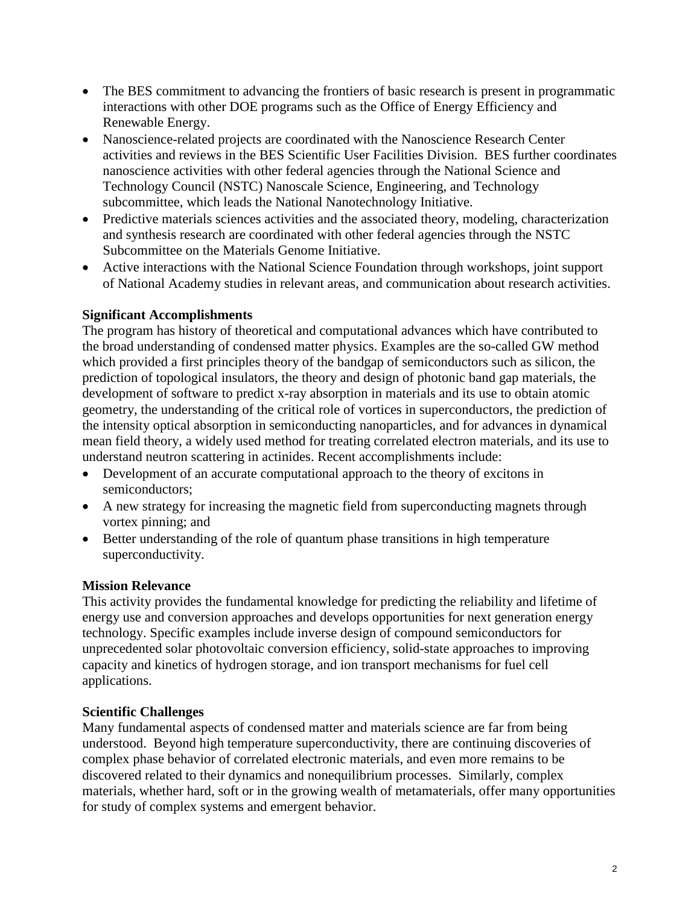- The BES commitment to advancing the frontiers of basic research is present in programmatic interactions with other DOE programs such as the Office of Energy Efficiency and Renewable Energy.
- Nanoscience-related projects are coordinated with the Nanoscience Research Center activities and reviews in the BES Scientific User Facilities Division. BES further coordinates nanoscience activities with other federal agencies through the National Science and Technology Council (NSTC) Nanoscale Science, Engineering, and Technology subcommittee, which leads the National Nanotechnology Initiative.
- Predictive materials sciences activities and the associated theory, modeling, characterization and synthesis research are coordinated with other federal agencies through the NSTC Subcommittee on the Materials Genome Initiative.
- Active interactions with the National Science Foundation through workshops, joint support of National Academy studies in relevant areas, and communication about research activities.

**Significant Accomplishments**

The program has history of theoretical and computational advances which have contributed to the broad understanding of condensed matter physics. Examples are the so-called GW method which provided a first principles theory of the bandgap of semiconductors such as silicon, the prediction of topological insulators, the theory and design of photonic band gap materials, the development of software to predict x-ray absorption in materials and its use to obtain atomic geometry, the understanding of the critical role of vortices in superconductors, the prediction of the intensity optical absorption in semiconducting nanoparticles, and for advances in dynamical mean field theory, a widely used method for treating correlated electron materials, and its use to understand neutron scattering in actinides. Recent accomplishments include:

- Development of an accurate computational approach to the theory of excitons in semiconductors;
- A new strategy for increasing the magnetic field from superconducting magnets through vortex pinning; and
- Better understanding of the role of quantum phase transitions in high temperature superconductivity.

**Mission Relevance**

This activity provides the fundamental knowledge for predicting the reliability and lifetime of energy use and conversion approaches and develops opportunities for next generation energy technology. Specific examples include inverse design of compound semiconductors for unprecedented solar photovoltaic conversion efficiency, solid-state approaches to improving capacity and kinetics of hydrogen storage, and ion transport mechanisms for fuel cell applications.

**Scientific Challenges**

Many fundamental aspects of condensed matter and materials science are far from being understood. Beyond high temperature superconductivity, there are continuing discoveries of complex phase behavior of correlated electronic materials, and even more remains to be discovered related to their dynamics and nonequilibrium processes. Similarly, complex materials, whether hard, soft or in the growing wealth of metamaterials, offer many opportunities for study of complex systems and emergent behavior.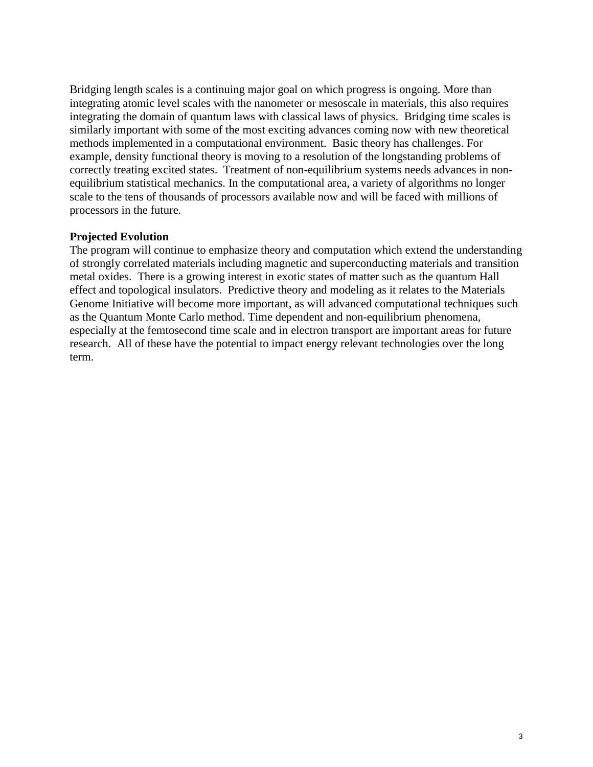Bridging length scales is a continuing major goal on which progress is ongoing. More than integrating atomic level scales with the nanometer or mesoscale in materials, this also requires integrating the domain of quantum laws with classical laws of physics. Bridging time scales is similarly important with some of the most exciting advances coming now with new theoretical methods implemented in a computational environment. Basic theory has challenges. For example, density functional theory is moving to a resolution of the longstanding problems of correctly treating excited states. Treatment of non-equilibrium systems needs advances in non-equilibrium statistical mechanics. In the computational area, a variety of algorithms no longer scale to the tens of thousands of processors available now and will be faced with millions of processors in the future.

**Projected Evolution**

The program will continue to emphasize theory and computation which extend the understanding of strongly correlated materials including magnetic and superconducting materials and transition metal oxides. There is a growing interest in exotic states of matter such as the quantum Hall effect and topological insulators. Predictive theory and modeling as it relates to the Materials Genome Initiative will become more important, as will advanced computational techniques such as the Quantum Monte Carlo method. Time dependent and non-equilibrium phenomena, especially at the femtosecond time scale and in electron transport are important areas for future research. All of these have the potential to impact energy relevant technologies over the long term.